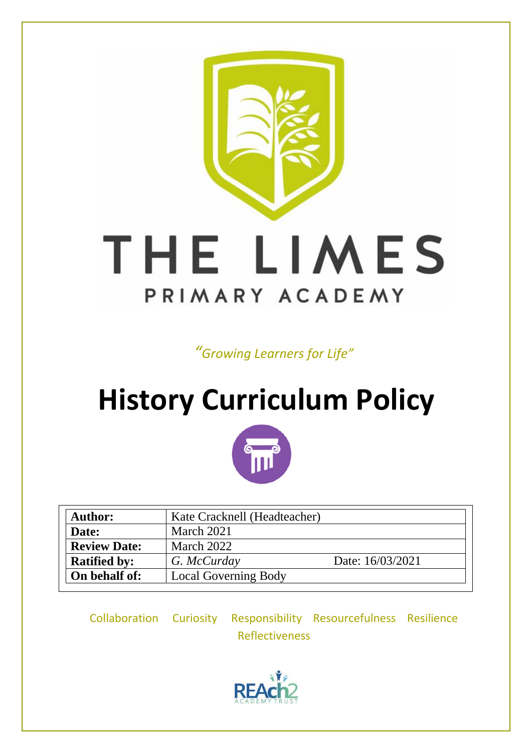# THE LIMES

PRIMARY ACADEMY

*"Growing Learners for Life"*

# History Curriculum Policy

| **Author:** | Kate Cracknell (Headteacher) | |
|---|---|---|
| **Date:** | March 2021 | |
| **Review Date:** | March 2022 | |
| **Ratified by:** | *G. McCurday* | Date: 16/03/2021 |
| **On behalf of:** | Local Governing Body | |

Collaboration Curiosity Responsibility Resourcefulness Resilience Reflectiveness

REAch2 ACADEMY TRUST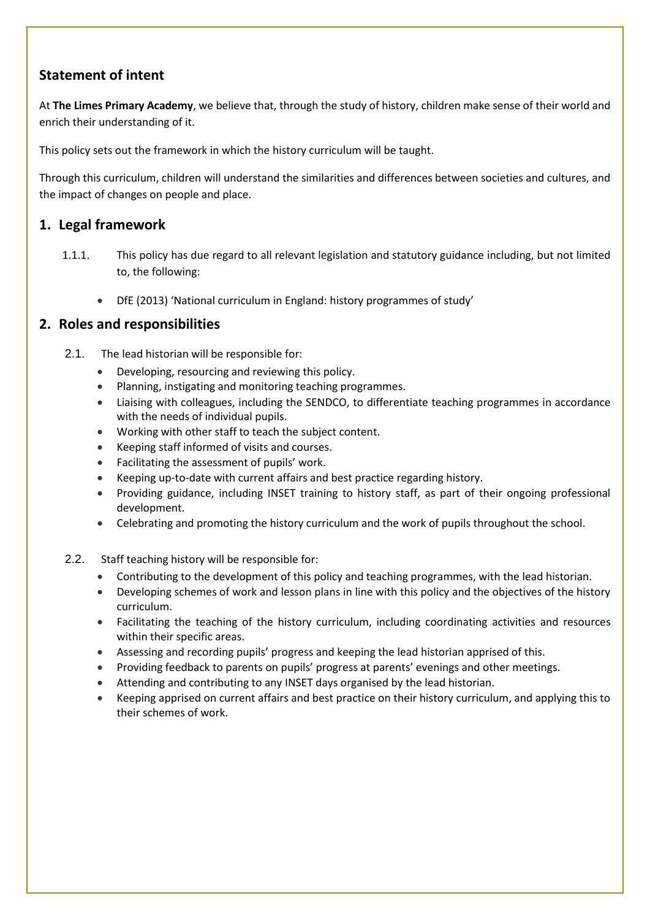## Statement of intent

At **The Limes Primary Academy**, we believe that, through the study of history, children make sense of their world and enrich their understanding of it.

This policy sets out the framework in which the history curriculum will be taught.

Through this curriculum, children will understand the similarities and differences between societies and cultures, and the impact of changes on people and place.

## 1. Legal framework

1.1.1. This policy has due regard to all relevant legislation and statutory guidance including, but not limited to, the following:

- DfE (2013) 'National curriculum in England: history programmes of study'

## 2. Roles and responsibilities

2.1. The lead historian will be responsible for:

- Developing, resourcing and reviewing this policy.
- Planning, instigating and monitoring teaching programmes.
- Liaising with colleagues, including the SENDCO, to differentiate teaching programmes in accordance with the needs of individual pupils.
- Working with other staff to teach the subject content.
- Keeping staff informed of visits and courses.
- Facilitating the assessment of pupils' work.
- Keeping up-to-date with current affairs and best practice regarding history.
- Providing guidance, including INSET training to history staff, as part of their ongoing professional development.
- Celebrating and promoting the history curriculum and the work of pupils throughout the school.

2.2. Staff teaching history will be responsible for:

- Contributing to the development of this policy and teaching programmes, with the lead historian.
- Developing schemes of work and lesson plans in line with this policy and the objectives of the history curriculum.
- Facilitating the teaching of the history curriculum, including coordinating activities and resources within their specific areas.
- Assessing and recording pupils' progress and keeping the lead historian apprised of this.
- Providing feedback to parents on pupils' progress at parents' evenings and other meetings.
- Attending and contributing to any INSET days organised by the lead historian.
- Keeping apprised on current affairs and best practice on their history curriculum, and applying this to their schemes of work.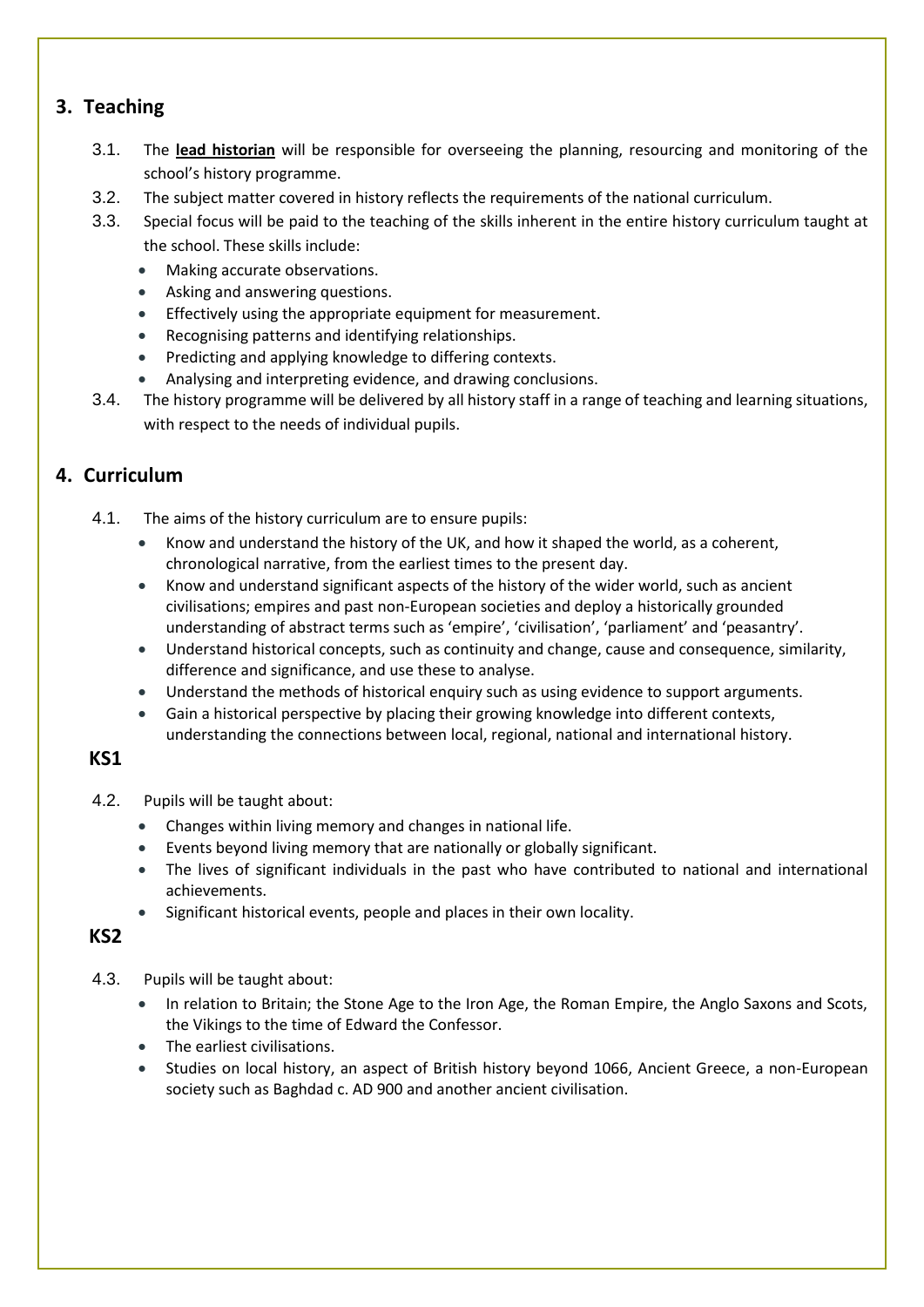## 3. Teaching

3.1. The **lead historian** will be responsible for overseeing the planning, resourcing and monitoring of the school's history programme.

3.2. The subject matter covered in history reflects the requirements of the national curriculum.

3.3. Special focus will be paid to the teaching of the skills inherent in the entire history curriculum taught at the school. These skills include:

- Making accurate observations.
- Asking and answering questions.
- Effectively using the appropriate equipment for measurement.
- Recognising patterns and identifying relationships.
- Predicting and applying knowledge to differing contexts.
- Analysing and interpreting evidence, and drawing conclusions.

3.4. The history programme will be delivered by all history staff in a range of teaching and learning situations, with respect to the needs of individual pupils.

## 4. Curriculum

4.1. The aims of the history curriculum are to ensure pupils:

- Know and understand the history of the UK, and how it shaped the world, as a coherent, chronological narrative, from the earliest times to the present day.
- Know and understand significant aspects of the history of the wider world, such as ancient civilisations; empires and past non-European societies and deploy a historically grounded understanding of abstract terms such as 'empire', 'civilisation', 'parliament' and 'peasantry'.
- Understand historical concepts, such as continuity and change, cause and consequence, similarity, difference and significance, and use these to analyse.
- Understand the methods of historical enquiry such as using evidence to support arguments.
- Gain a historical perspective by placing their growing knowledge into different contexts, understanding the connections between local, regional, national and international history.

### KS1

4.2. Pupils will be taught about:

- Changes within living memory and changes in national life.
- Events beyond living memory that are nationally or globally significant.
- The lives of significant individuals in the past who have contributed to national and international achievements.
- Significant historical events, people and places in their own locality.

### KS2

4.3. Pupils will be taught about:

- In relation to Britain; the Stone Age to the Iron Age, the Roman Empire, the Anglo Saxons and Scots, the Vikings to the time of Edward the Confessor.
- The earliest civilisations.
- Studies on local history, an aspect of British history beyond 1066, Ancient Greece, a non-European society such as Baghdad c. AD 900 and another ancient civilisation.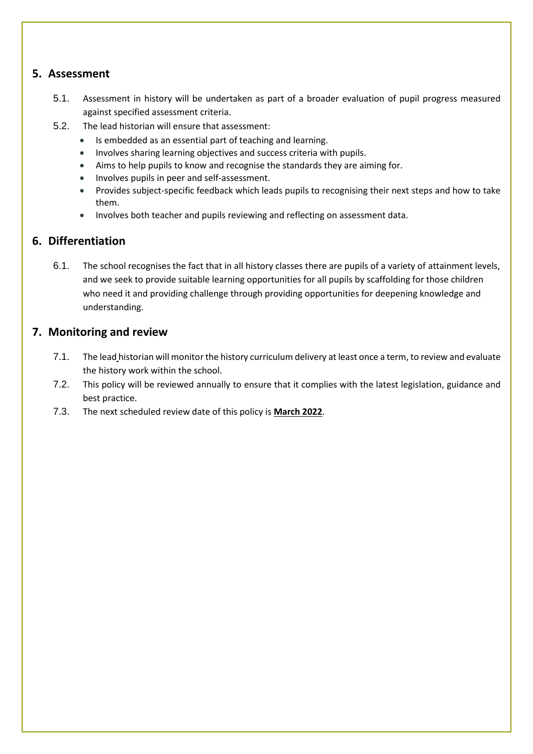## 5. Assessment

5.1. Assessment in history will be undertaken as part of a broader evaluation of pupil progress measured against specified assessment criteria.

5.2. The lead historian will ensure that assessment:

- Is embedded as an essential part of teaching and learning.
- Involves sharing learning objectives and success criteria with pupils.
- Aims to help pupils to know and recognise the standards they are aiming for.
- Involves pupils in peer and self-assessment.
- Provides subject-specific feedback which leads pupils to recognising their next steps and how to take them.
- Involves both teacher and pupils reviewing and reflecting on assessment data.

## 6. Differentiation

6.1. The school recognises the fact that in all history classes there are pupils of a variety of attainment levels, and we seek to provide suitable learning opportunities for all pupils by scaffolding for those children who need it and providing challenge through providing opportunities for deepening knowledge and understanding.

## 7. Monitoring and review

7.1. The lead historian will monitor the history curriculum delivery at least once a term, to review and evaluate the history work within the school.

7.2. This policy will be reviewed annually to ensure that it complies with the latest legislation, guidance and best practice.

7.3. The next scheduled review date of this policy is **March 2022**.